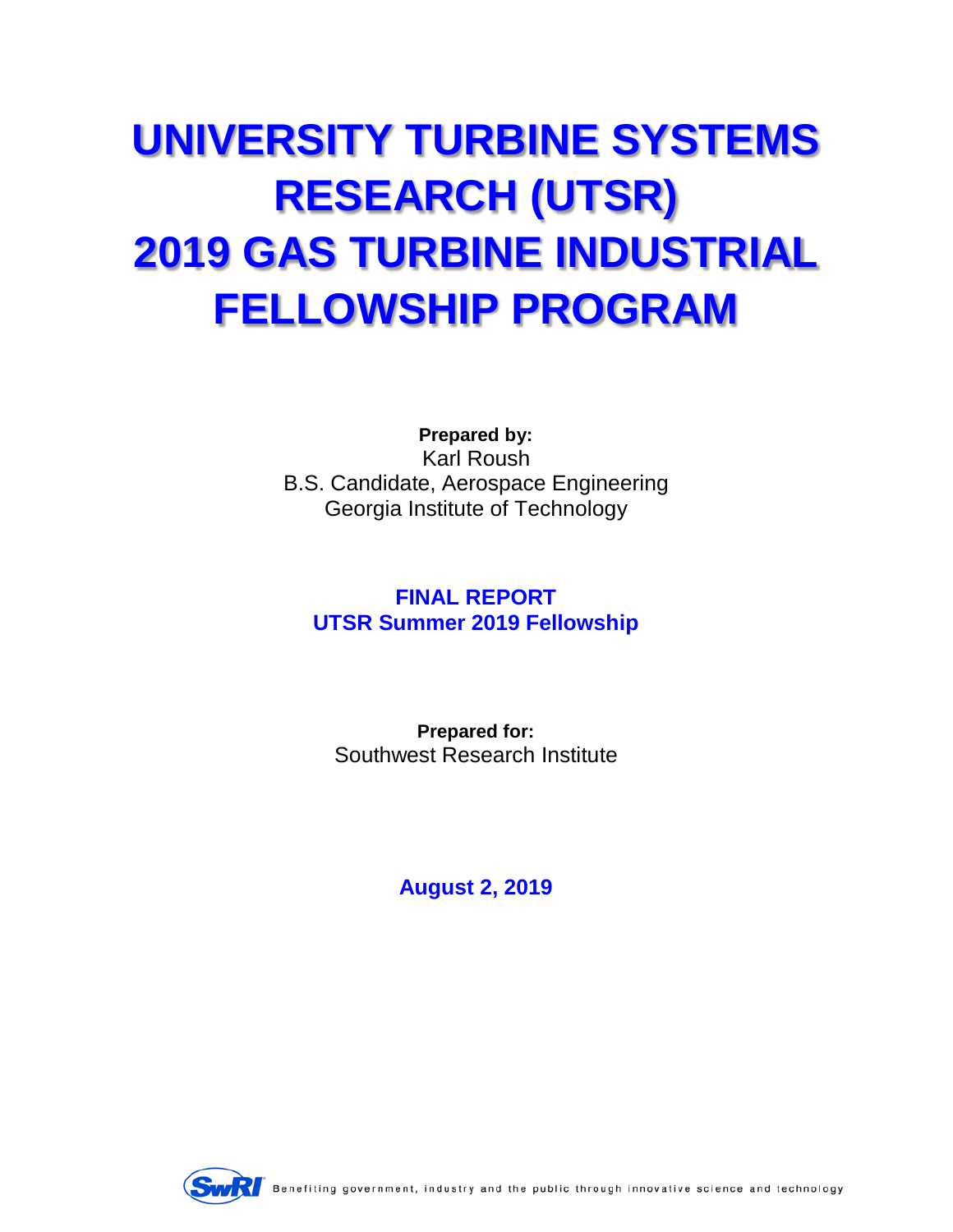# UNIVERSITY TURBINE SYSTEMS RESEARCH (UTSR) 2019 GAS TURBINE INDUSTRIAL FELLOWSHIP PROGRAM

**Prepared by:**
Karl Roush
B.S. Candidate, Aerospace Engineering
Georgia Institute of Technology

**FINAL REPORT**
**UTSR Summer 2019 Fellowship**

**Prepared for:**
Southwest Research Institute

**August 2, 2019**

SwRI Benefiting government, industry and the public through innovative science and technology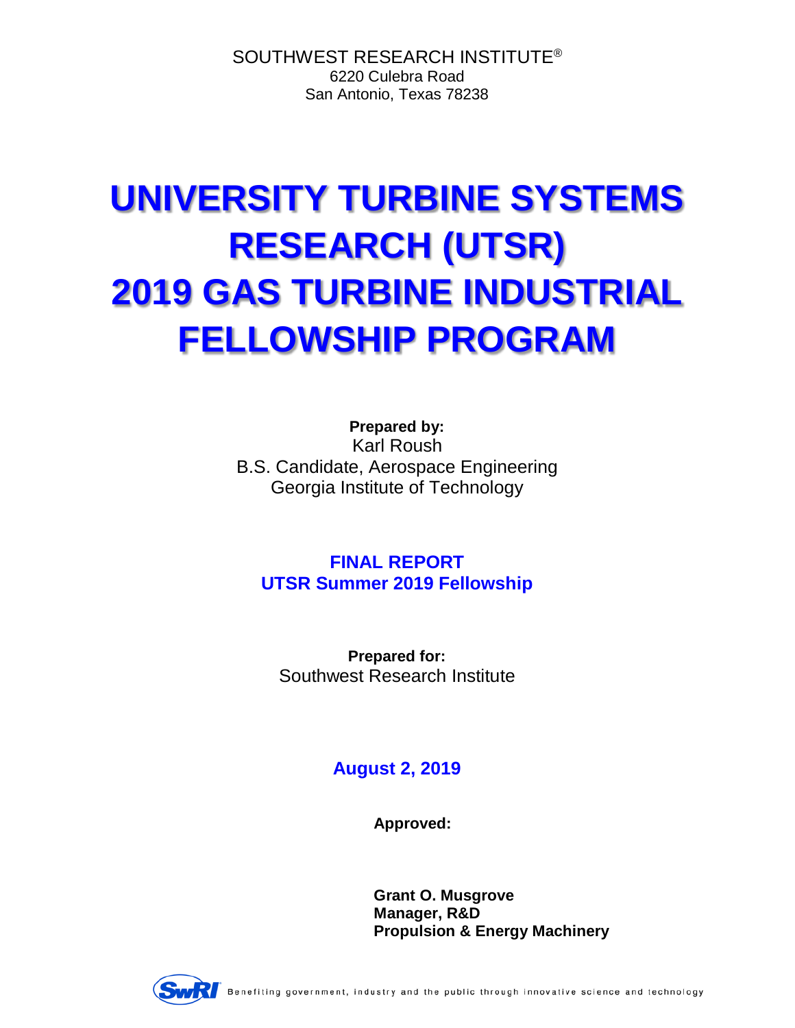SOUTHWEST RESEARCH INSTITUTE®
6220 Culebra Road
San Antonio, Texas 78238

# UNIVERSITY TURBINE SYSTEMS RESEARCH (UTSR) 2019 GAS TURBINE INDUSTRIAL FELLOWSHIP PROGRAM

**Prepared by:**
Karl Roush
B.S. Candidate, Aerospace Engineering
Georgia Institute of Technology

**FINAL REPORT**
**UTSR Summer 2019 Fellowship**

**Prepared for:**
Southwest Research Institute

**August 2, 2019**

**Approved:**

**Grant O. Musgrove**
**Manager, R&D**
**Propulsion & Energy Machinery**

SwRI Benefiting government, industry and the public through innovative science and technology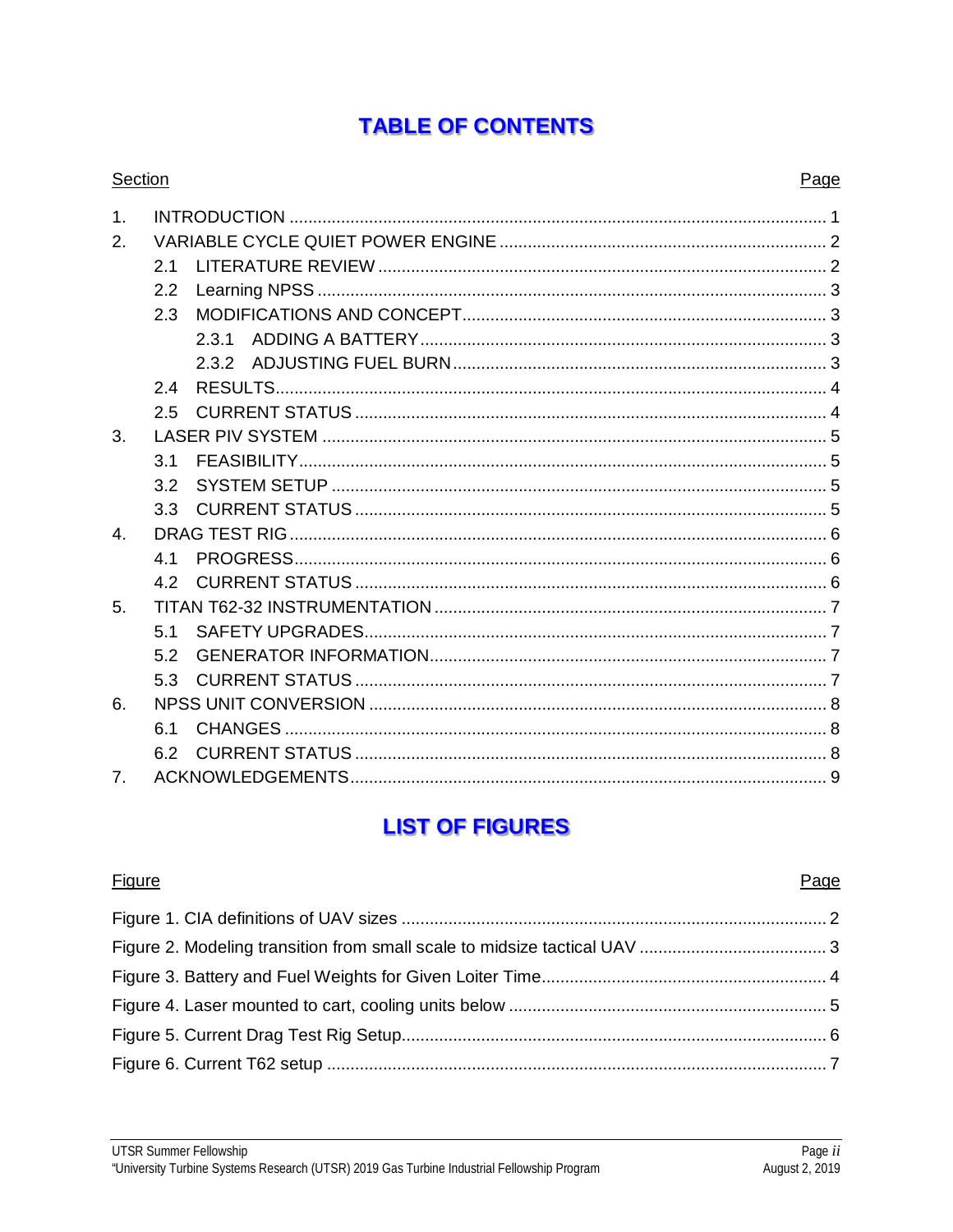# TABLE OF CONTENTS

| Section | | Page |
|---|---|---|
| 1. | INTRODUCTION | 1 |
| 2. | VARIABLE CYCLE QUIET POWER ENGINE | 2 |
| | 2.1 LITERATURE REVIEW | 2 |
| | 2.2 Learning NPSS | 3 |
| | 2.3 MODIFICATIONS AND CONCEPT | 3 |
| | 2.3.1 ADDING A BATTERY | 3 |
| | 2.3.2 ADJUSTING FUEL BURN | 3 |
| | 2.4 RESULTS | 4 |
| | 2.5 CURRENT STATUS | 4 |
| 3. | LASER PIV SYSTEM | 5 |
| | 3.1 FEASIBILITY | 5 |
| | 3.2 SYSTEM SETUP | 5 |
| | 3.3 CURRENT STATUS | 5 |
| 4. | DRAG TEST RIG | 6 |
| | 4.1 PROGRESS | 6 |
| | 4.2 CURRENT STATUS | 6 |
| 5. | TITAN T62-32 INSTRUMENTATION | 7 |
| | 5.1 SAFETY UPGRADES | 7 |
| | 5.2 GENERATOR INFORMATION | 7 |
| | 5.3 CURRENT STATUS | 7 |
| 6. | NPSS UNIT CONVERSION | 8 |
| | 6.1 CHANGES | 8 |
| | 6.2 CURRENT STATUS | 8 |
| 7. | ACKNOWLEDGEMENTS | 9 |

# LIST OF FIGURES

| Figure | Page |
|---|---|
| Figure 1. CIA definitions of UAV sizes | 2 |
| Figure 2. Modeling transition from small scale to midsize tactical UAV | 3 |
| Figure 3. Battery and Fuel Weights for Given Loiter Time | 4 |
| Figure 4. Laser mounted to cart, cooling units below | 5 |
| Figure 5. Current Drag Test Rig Setup | 6 |
| Figure 6. Current T62 setup | 7 |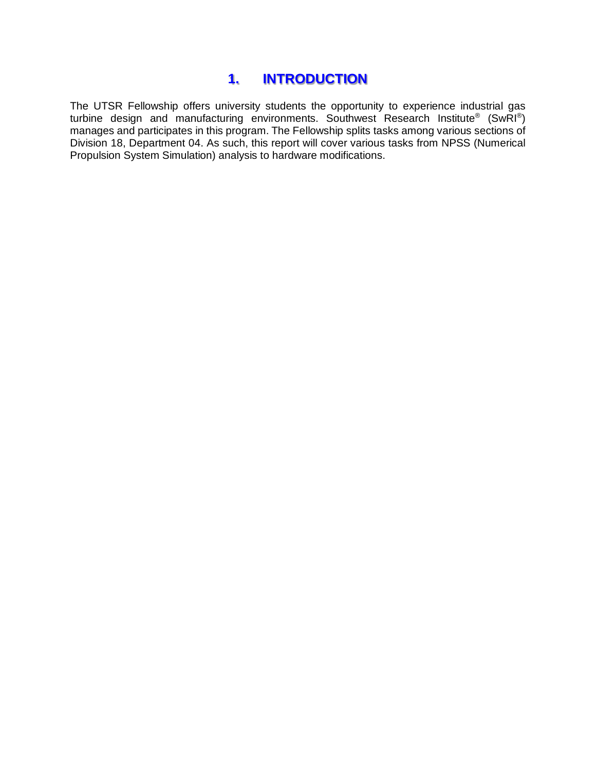# 1. INTRODUCTION

The UTSR Fellowship offers university students the opportunity to experience industrial gas turbine design and manufacturing environments. Southwest Research Institute® (SwRI®) manages and participates in this program. The Fellowship splits tasks among various sections of Division 18, Department 04. As such, this report will cover various tasks from NPSS (Numerical Propulsion System Simulation) analysis to hardware modifications.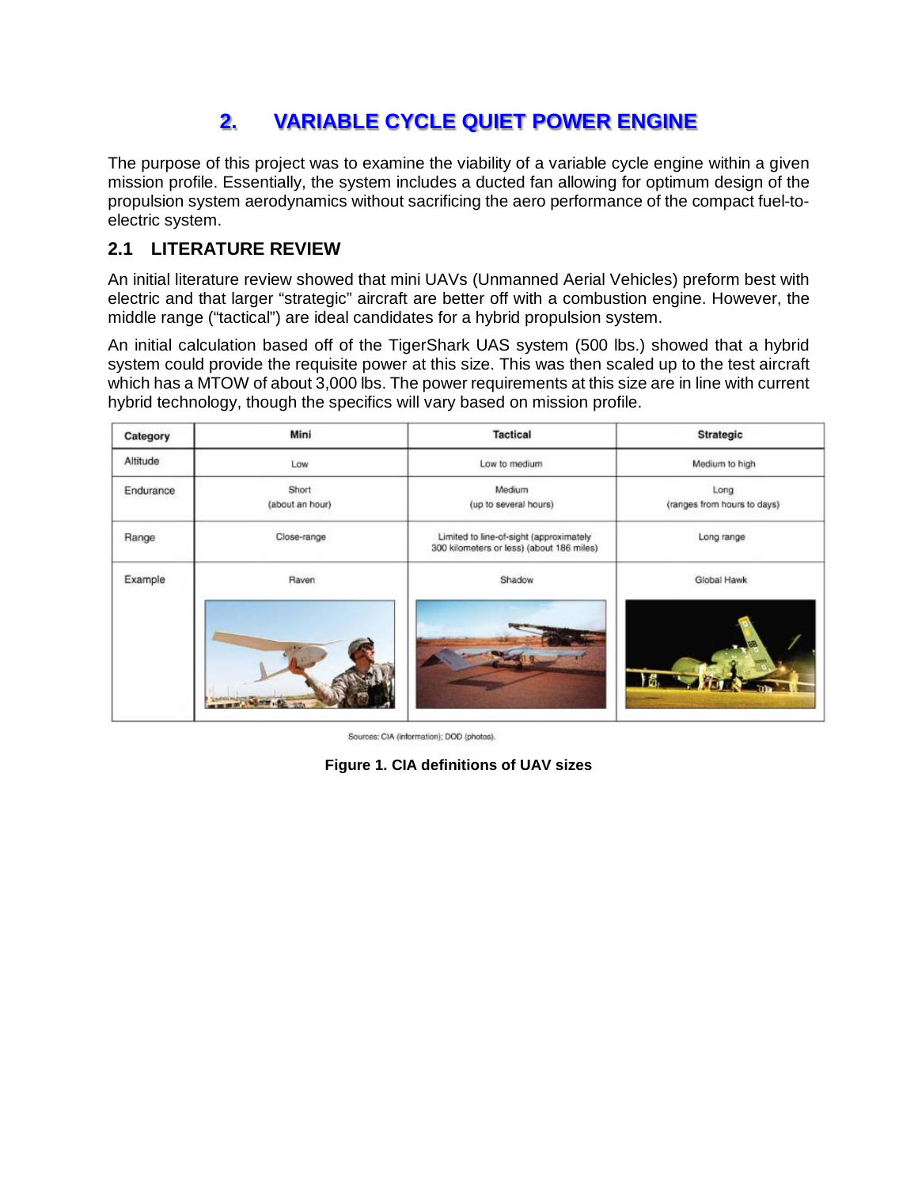# 2. VARIABLE CYCLE QUIET POWER ENGINE

The purpose of this project was to examine the viability of a variable cycle engine within a given mission profile. Essentially, the system includes a ducted fan allowing for optimum design of the propulsion system aerodynamics without sacrificing the aero performance of the compact fuel-to-electric system.

## 2.1 LITERATURE REVIEW

An initial literature review showed that mini UAVs (Unmanned Aerial Vehicles) preform best with electric and that larger "strategic" aircraft are better off with a combustion engine. However, the middle range ("tactical") are ideal candidates for a hybrid propulsion system.

An initial calculation based off of the TigerShark UAS system (500 lbs.) showed that a hybrid system could provide the requisite power at this size. This was then scaled up to the test aircraft which has a MTOW of about 3,000 lbs. The power requirements at this size are in line with current hybrid technology, though the specifics will vary based on mission profile.

| Category | Mini | Tactical | Strategic |
|---|---|---|---|
| Altitude | Low | Low to medium | Medium to high |
| Endurance | Short (about an hour) | Medium (up to several hours) | Long (ranges from hours to days) |
| Range | Close-range | Limited to line-of-sight (approximately 300 kilometers or less) (about 186 miles) | Long range |
| Example | Raven | Shadow | Global Hawk |

Sources: CIA (information); DOD (photos).

**Figure 1. CIA definitions of UAV sizes**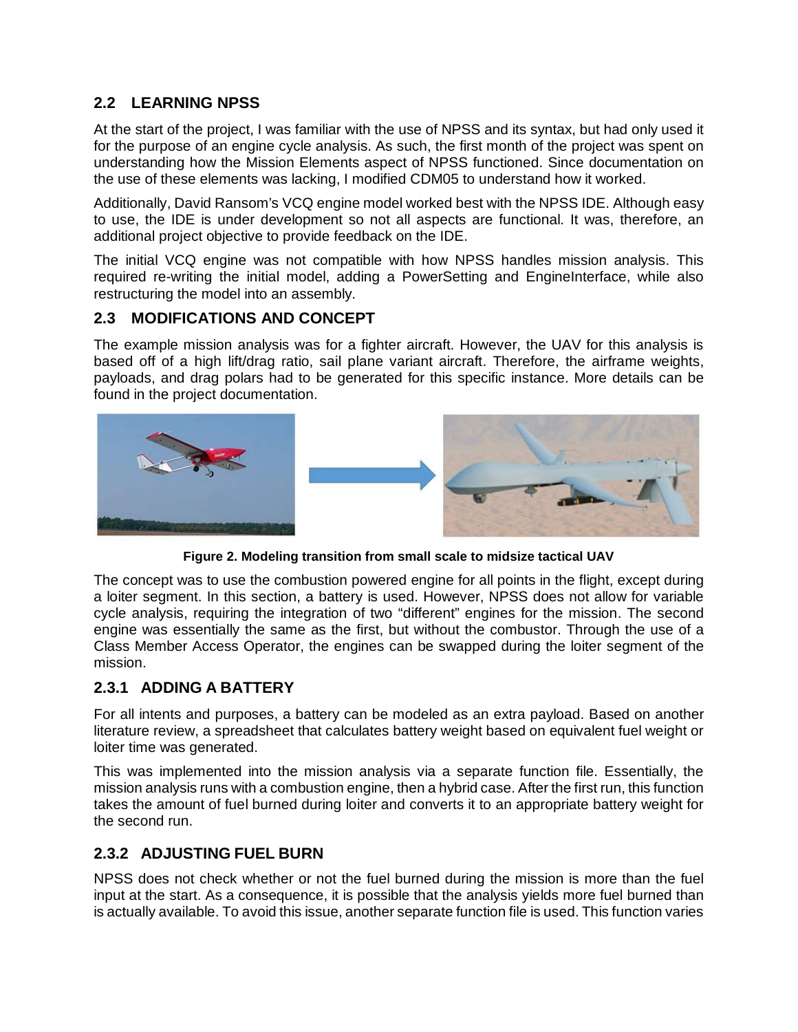## 2.2 LEARNING NPSS

At the start of the project, I was familiar with the use of NPSS and its syntax, but had only used it for the purpose of an engine cycle analysis. As such, the first month of the project was spent on understanding how the Mission Elements aspect of NPSS functioned. Since documentation on the use of these elements was lacking, I modified CDM05 to understand how it worked.

Additionally, David Ransom's VCQ engine model worked best with the NPSS IDE. Although easy to use, the IDE is under development so not all aspects are functional. It was, therefore, an additional project objective to provide feedback on the IDE.

The initial VCQ engine was not compatible with how NPSS handles mission analysis. This required re-writing the initial model, adding a PowerSetting and EngineInterface, while also restructuring the model into an assembly.

## 2.3 MODIFICATIONS AND CONCEPT

The example mission analysis was for a fighter aircraft. However, the UAV for this analysis is based off of a high lift/drag ratio, sail plane variant aircraft. Therefore, the airframe weights, payloads, and drag polars had to be generated for this specific instance. More details can be found in the project documentation.

**Figure 2. Modeling transition from small scale to midsize tactical UAV**

The concept was to use the combustion powered engine for all points in the flight, except during a loiter segment. In this section, a battery is used. However, NPSS does not allow for variable cycle analysis, requiring the integration of two "different" engines for the mission. The second engine was essentially the same as the first, but without the combustor. Through the use of a Class Member Access Operator, the engines can be swapped during the loiter segment of the mission.

### 2.3.1 ADDING A BATTERY

For all intents and purposes, a battery can be modeled as an extra payload. Based on another literature review, a spreadsheet that calculates battery weight based on equivalent fuel weight or loiter time was generated.

This was implemented into the mission analysis via a separate function file. Essentially, the mission analysis runs with a combustion engine, then a hybrid case. After the first run, this function takes the amount of fuel burned during loiter and converts it to an appropriate battery weight for the second run.

### 2.3.2 ADJUSTING FUEL BURN

NPSS does not check whether or not the fuel burned during the mission is more than the fuel input at the start. As a consequence, it is possible that the analysis yields more fuel burned than is actually available. To avoid this issue, another separate function file is used. This function varies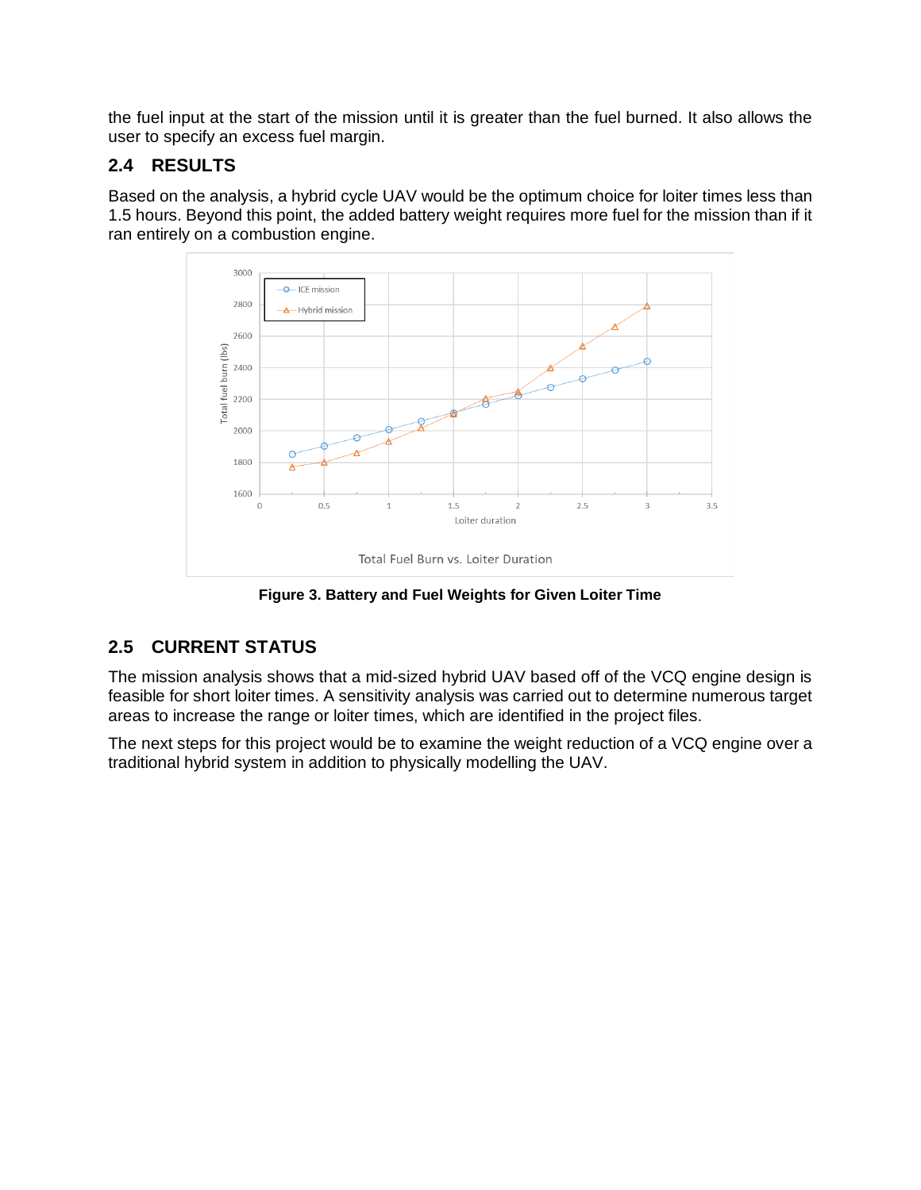the fuel input at the start of the mission until it is greater than the fuel burned. It also allows the user to specify an excess fuel margin.

## 2.4 RESULTS

Based on the analysis, a hybrid cycle UAV would be the optimum choice for loiter times less than 1.5 hours. Beyond this point, the added battery weight requires more fuel for the mission than if it ran entirely on a combustion engine.

**Figure 3. Battery and Fuel Weights for Given Loiter Time**

## 2.5 CURRENT STATUS

The mission analysis shows that a mid-sized hybrid UAV based off of the VCQ engine design is feasible for short loiter times. A sensitivity analysis was carried out to determine numerous target areas to increase the range or loiter times, which are identified in the project files.

The next steps for this project would be to examine the weight reduction of a VCQ engine over a traditional hybrid system in addition to physically modelling the UAV.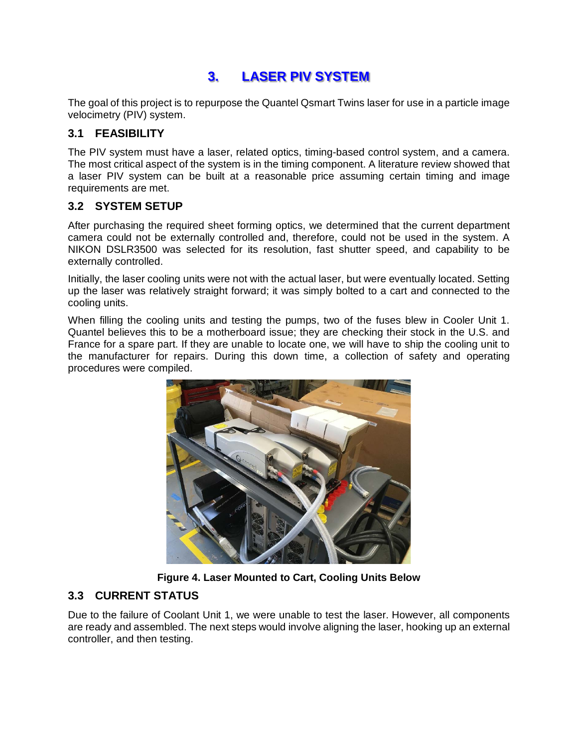# 3. LASER PIV SYSTEM

The goal of this project is to repurpose the Quantel Qsmart Twins laser for use in a particle image velocimetry (PIV) system.

## 3.1 FEASIBILITY

The PIV system must have a laser, related optics, timing-based control system, and a camera. The most critical aspect of the system is in the timing component. A literature review showed that a laser PIV system can be built at a reasonable price assuming certain timing and image requirements are met.

## 3.2 SYSTEM SETUP

After purchasing the required sheet forming optics, we determined that the current department camera could not be externally controlled and, therefore, could not be used in the system. A NIKON DSLR3500 was selected for its resolution, fast shutter speed, and capability to be externally controlled.

Initially, the laser cooling units were not with the actual laser, but were eventually located. Setting up the laser was relatively straight forward; it was simply bolted to a cart and connected to the cooling units.

When filling the cooling units and testing the pumps, two of the fuses blew in Cooler Unit 1. Quantel believes this to be a motherboard issue; they are checking their stock in the U.S. and France for a spare part. If they are unable to locate one, we will have to ship the cooling unit to the manufacturer for repairs. During this down time, a collection of safety and operating procedures were compiled.

**Figure 4. Laser Mounted to Cart, Cooling Units Below**

## 3.3 CURRENT STATUS

Due to the failure of Coolant Unit 1, we were unable to test the laser. However, all components are ready and assembled. The next steps would involve aligning the laser, hooking up an external controller, and then testing.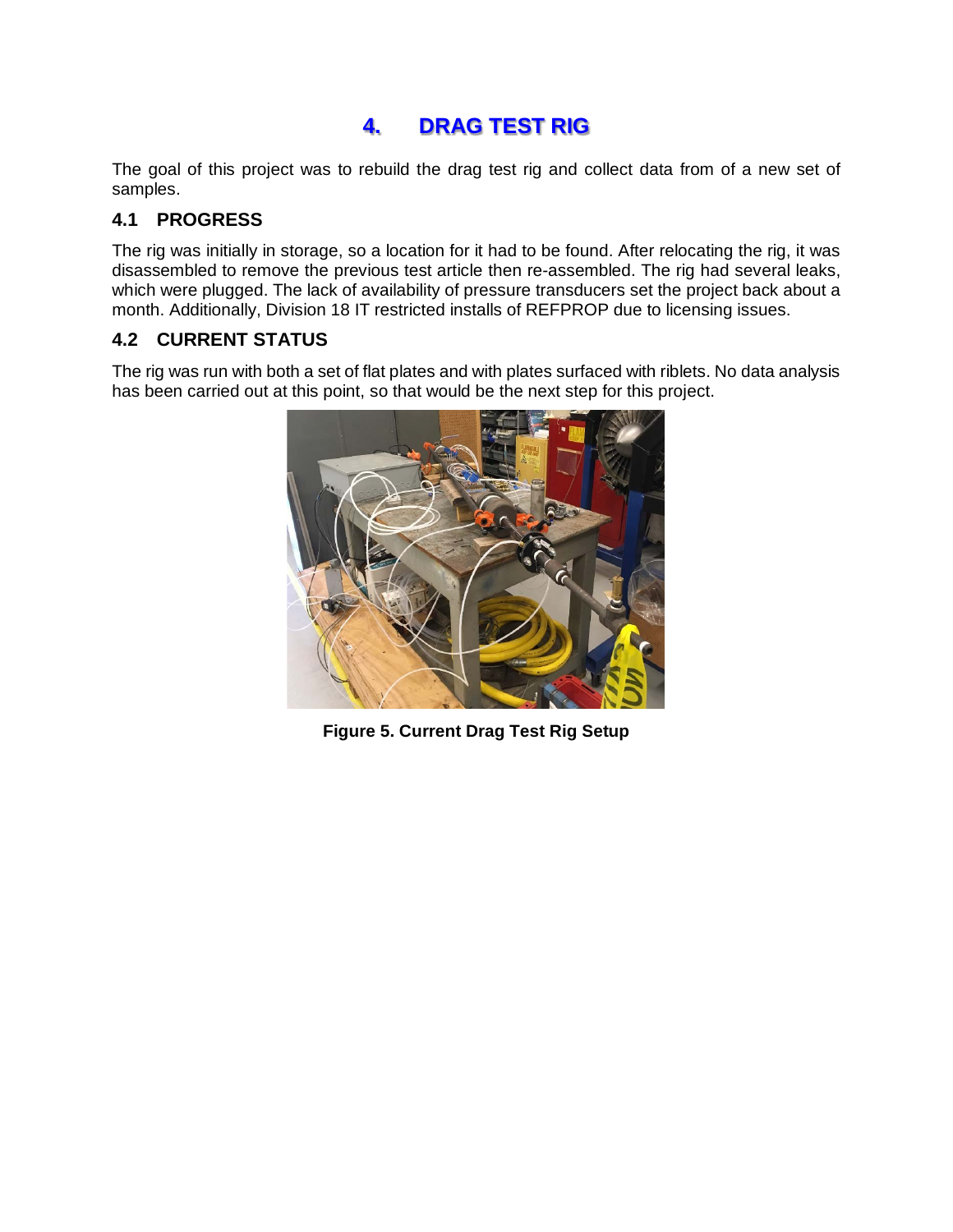# 4. DRAG TEST RIG

The goal of this project was to rebuild the drag test rig and collect data from of a new set of samples.

## 4.1 PROGRESS

The rig was initially in storage, so a location for it had to be found. After relocating the rig, it was disassembled to remove the previous test article then re-assembled. The rig had several leaks, which were plugged. The lack of availability of pressure transducers set the project back about a month. Additionally, Division 18 IT restricted installs of REFPROP due to licensing issues.

## 4.2 CURRENT STATUS

The rig was run with both a set of flat plates and with plates surfaced with riblets. No data analysis has been carried out at this point, so that would be the next step for this project.

**Figure 5. Current Drag Test Rig Setup**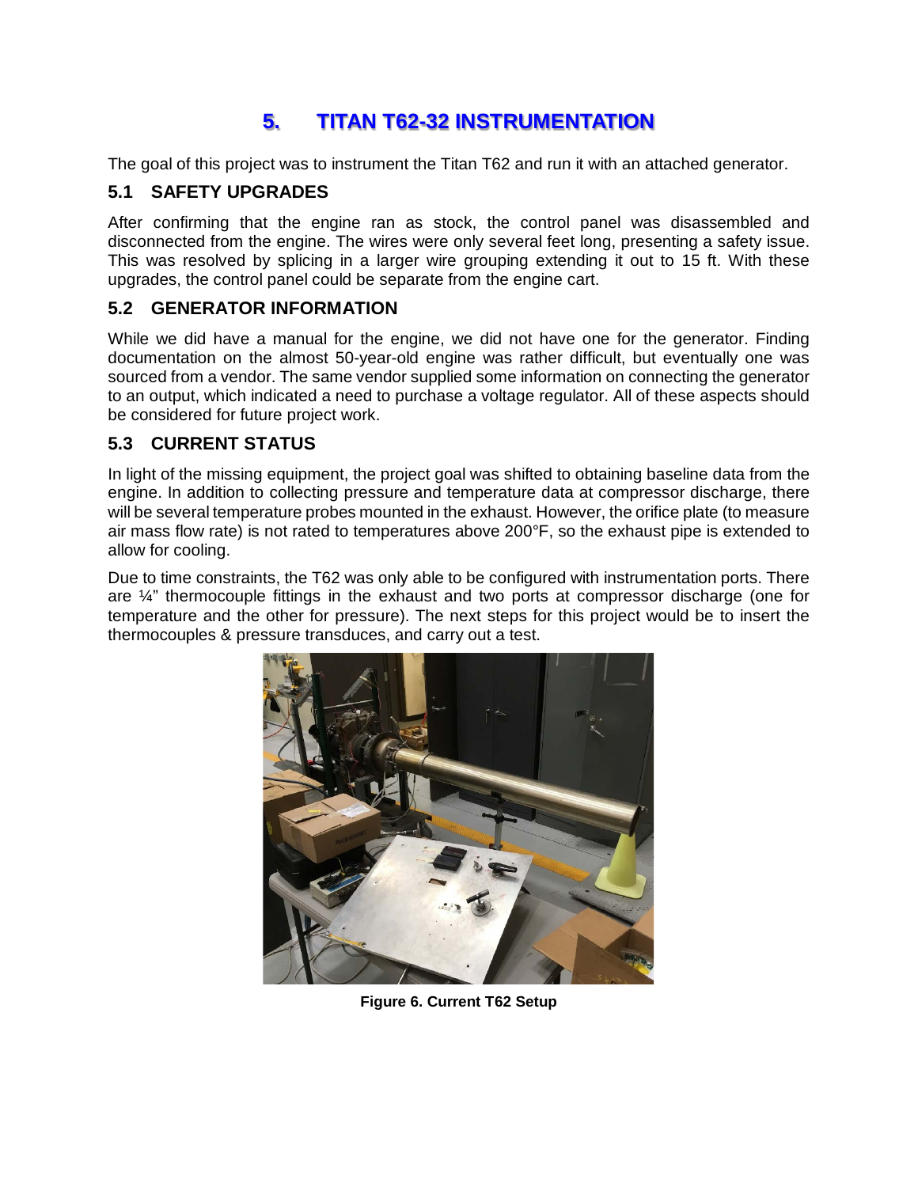# 5. TITAN T62-32 INSTRUMENTATION

The goal of this project was to instrument the Titan T62 and run it with an attached generator.

## 5.1 SAFETY UPGRADES

After confirming that the engine ran as stock, the control panel was disassembled and disconnected from the engine. The wires were only several feet long, presenting a safety issue. This was resolved by splicing in a larger wire grouping extending it out to 15 ft. With these upgrades, the control panel could be separate from the engine cart.

## 5.2 GENERATOR INFORMATION

While we did have a manual for the engine, we did not have one for the generator. Finding documentation on the almost 50-year-old engine was rather difficult, but eventually one was sourced from a vendor. The same vendor supplied some information on connecting the generator to an output, which indicated a need to purchase a voltage regulator. All of these aspects should be considered for future project work.

## 5.3 CURRENT STATUS

In light of the missing equipment, the project goal was shifted to obtaining baseline data from the engine. In addition to collecting pressure and temperature data at compressor discharge, there will be several temperature probes mounted in the exhaust. However, the orifice plate (to measure air mass flow rate) is not rated to temperatures above 200°F, so the exhaust pipe is extended to allow for cooling.

Due to time constraints, the T62 was only able to be configured with instrumentation ports. There are ¼" thermocouple fittings in the exhaust and two ports at compressor discharge (one for temperature and the other for pressure). The next steps for this project would be to insert the thermocouples & pressure transduces, and carry out a test.

**Figure 6. Current T62 Setup**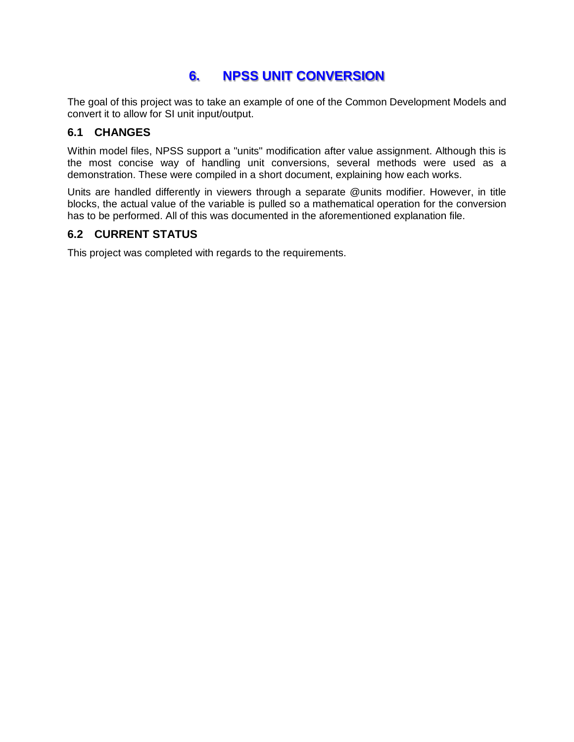# 6. NPSS UNIT CONVERSION

The goal of this project was to take an example of one of the Common Development Models and convert it to allow for SI unit input/output.

## 6.1 CHANGES

Within model files, NPSS support a "units" modification after value assignment. Although this is the most concise way of handling unit conversions, several methods were used as a demonstration. These were compiled in a short document, explaining how each works.

Units are handled differently in viewers through a separate @units modifier. However, in title blocks, the actual value of the variable is pulled so a mathematical operation for the conversion has to be performed. All of this was documented in the aforementioned explanation file.

## 6.2 CURRENT STATUS

This project was completed with regards to the requirements.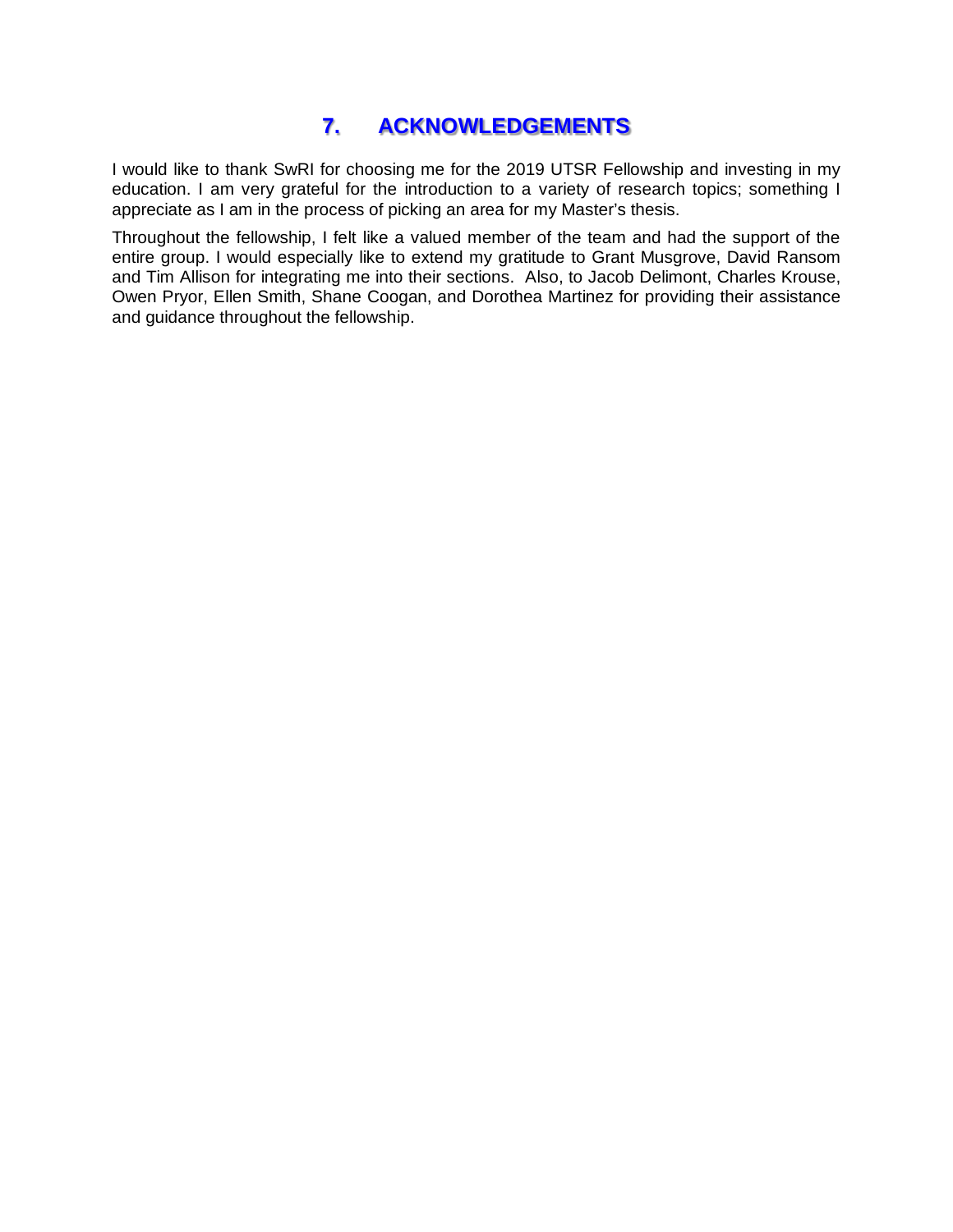# 7. ACKNOWLEDGEMENTS

I would like to thank SwRI for choosing me for the 2019 UTSR Fellowship and investing in my education. I am very grateful for the introduction to a variety of research topics; something I appreciate as I am in the process of picking an area for my Master's thesis.

Throughout the fellowship, I felt like a valued member of the team and had the support of the entire group. I would especially like to extend my gratitude to Grant Musgrove, David Ransom and Tim Allison for integrating me into their sections. Also, to Jacob Delimont, Charles Krouse, Owen Pryor, Ellen Smith, Shane Coogan, and Dorothea Martinez for providing their assistance and guidance throughout the fellowship.